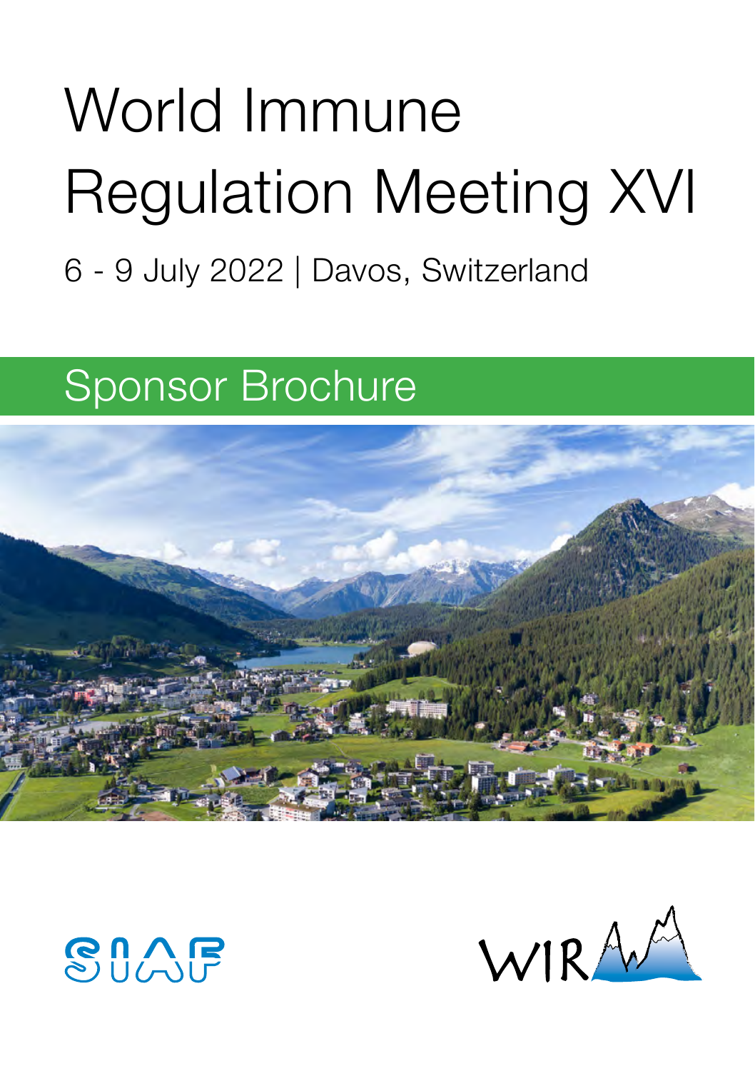# World Immune Regulation Meeting XVI

6 - 9 July 2022 | Davos, Switzerland

## Sponsor Brochure

SIAF

WIRM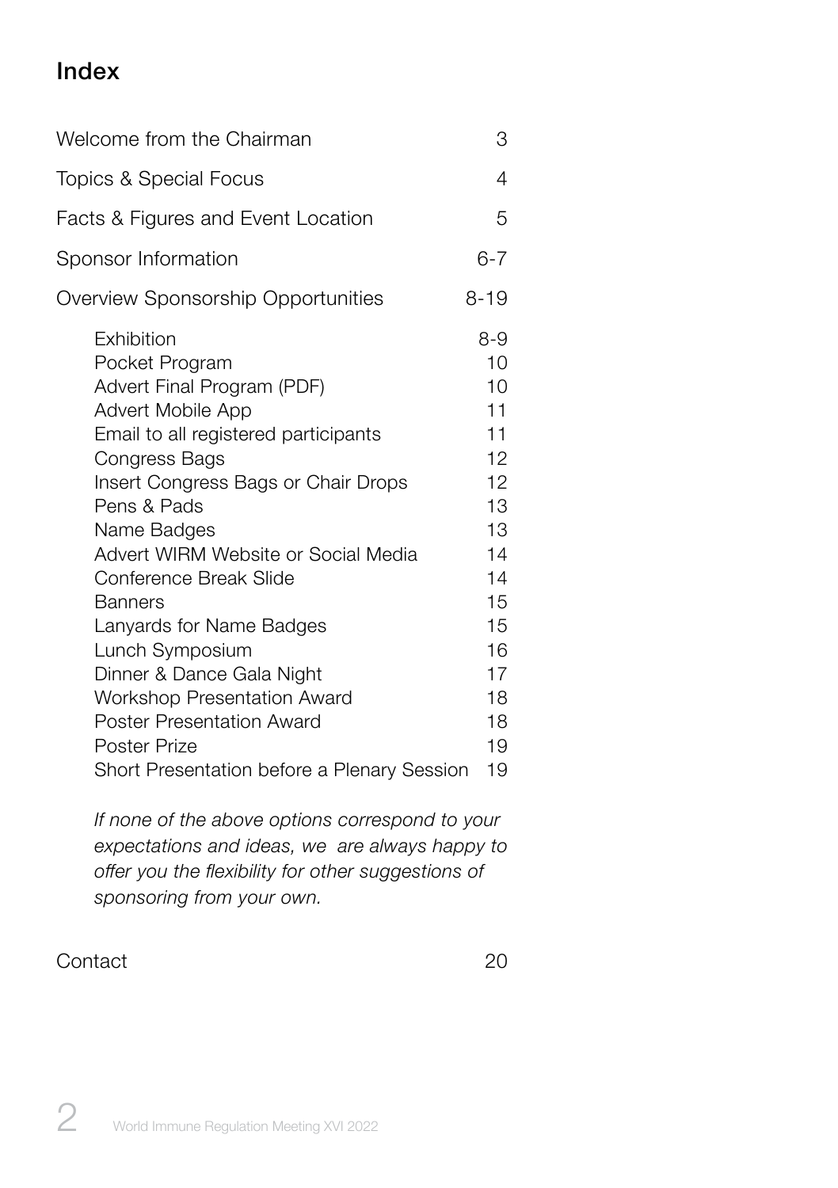# Index

| | |
|---|---|
| Welcome from the Chairman | 3 |
| Topics & Special Focus | 4 |
| Facts & Figures and Event Location | 5 |
| Sponsor Information | 6-7 |
| Overview Sponsorship Opportunities | 8-19 |
| Exhibition | 8-9 |
| Pocket Program | 10 |
| Advert Final Program (PDF) | 10 |
| Advert Mobile App | 11 |
| Email to all registered participants | 11 |
| Congress Bags | 12 |
| Insert Congress Bags or Chair Drops | 12 |
| Pens & Pads | 13 |
| Name Badges | 13 |
| Advert WIRM Website or Social Media | 14 |
| Conference Break Slide | 14 |
| Banners | 15 |
| Lanyards for Name Badges | 15 |
| Lunch Symposium | 16 |
| Dinner & Dance Gala Night | 17 |
| Workshop Presentation Award | 18 |
| Poster Presentation Award | 18 |
| Poster Prize | 19 |
| Short Presentation before a Plenary Session | 19 |

*If none of the above options correspond to your expectations and ideas, we are always happy to offer you the flexibility for other suggestions of sponsoring from your own.*

| | |
|---|---|
| Contact | 20 |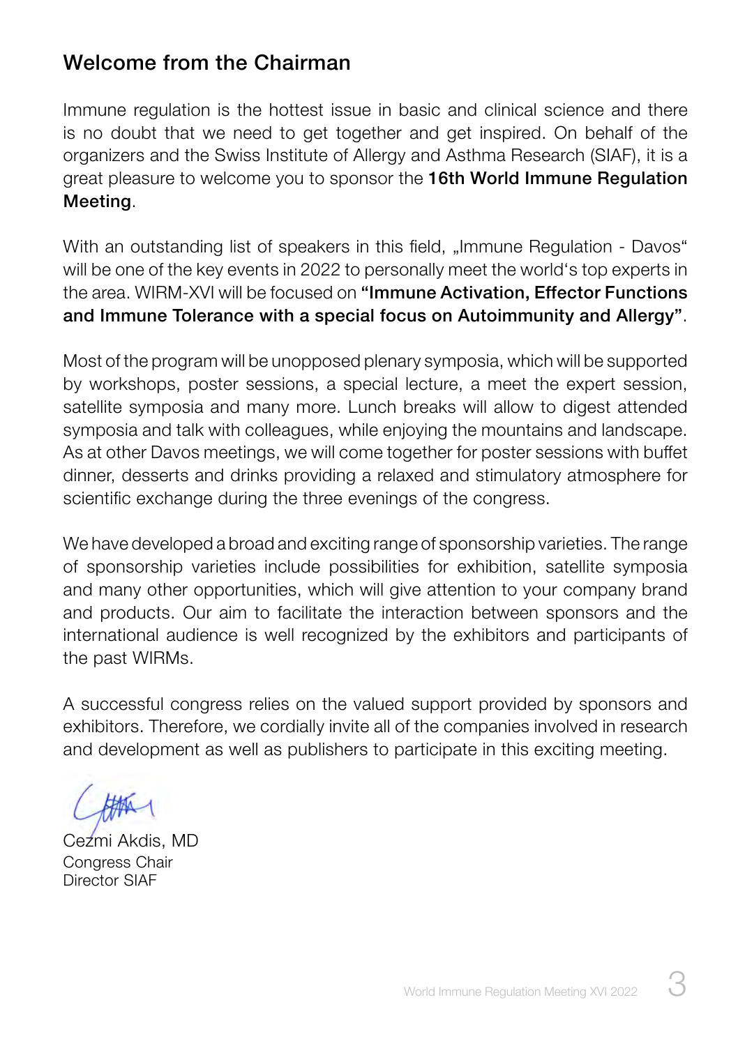## Welcome from the Chairman

Immune regulation is the hottest issue in basic and clinical science and there is no doubt that we need to get together and get inspired. On behalf of the organizers and the Swiss Institute of Allergy and Asthma Research (SIAF), it is a great pleasure to welcome you to sponsor the **16th World Immune Regulation Meeting**.

With an outstanding list of speakers in this field, „Immune Regulation - Davos" will be one of the key events in 2022 to personally meet the world's top experts in the area. WIRM-XVI will be focused on **"Immune Activation, Effector Functions and Immune Tolerance with a special focus on Autoimmunity and Allergy"**.

Most of the program will be unopposed plenary symposia, which will be supported by workshops, poster sessions, a special lecture, a meet the expert session, satellite symposia and many more. Lunch breaks will allow to digest attended symposia and talk with colleagues, while enjoying the mountains and landscape. As at other Davos meetings, we will come together for poster sessions with buffet dinner, desserts and drinks providing a relaxed and stimulatory atmosphere for scientific exchange during the three evenings of the congress.

We have developed a broad and exciting range of sponsorship varieties. The range of sponsorship varieties include possibilities for exhibition, satellite symposia and many other opportunities, which will give attention to your company brand and products. Our aim to facilitate the interaction between sponsors and the international audience is well recognized by the exhibitors and participants of the past WIRMs.

A successful congress relies on the valued support provided by sponsors and exhibitors. Therefore, we cordially invite all of the companies involved in research and development as well as publishers to participate in this exciting meeting.

Cezmi Akdis, MD
Congress Chair
Director SIAF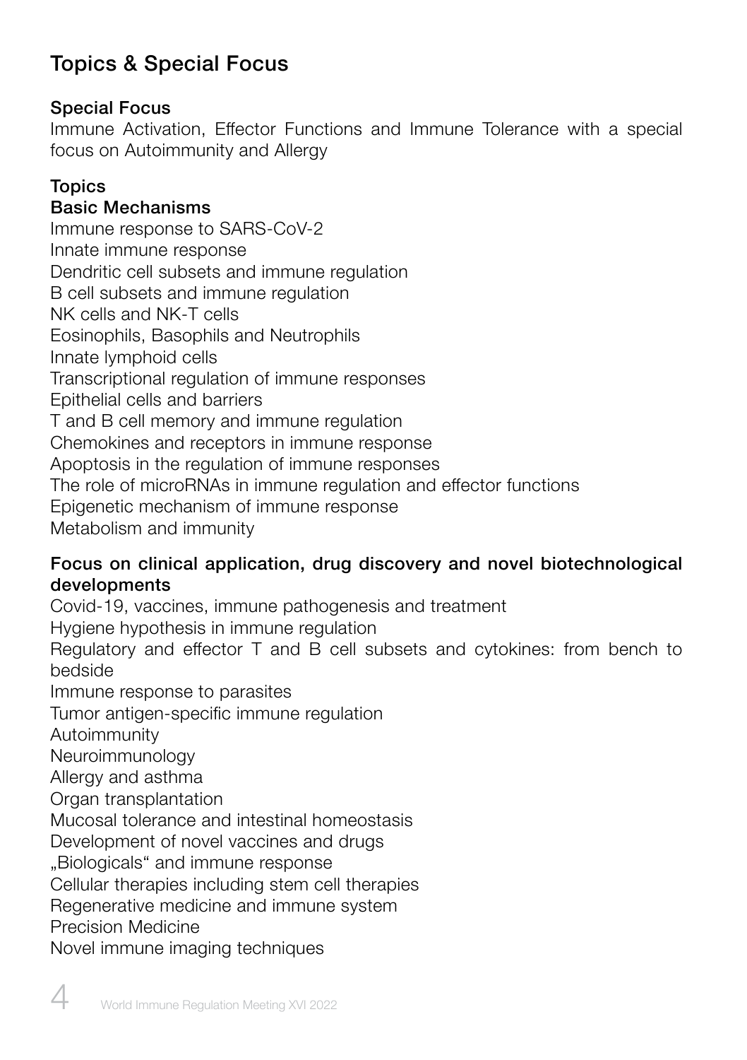# Topics & Special Focus

## Special Focus

Immune Activation, Effector Functions and Immune Tolerance with a special focus on Autoimmunity and Allergy

## Topics

### Basic Mechanisms

Immune response to SARS-CoV-2
Innate immune response
Dendritic cell subsets and immune regulation
B cell subsets and immune regulation
NK cells and NK-T cells
Eosinophils, Basophils and Neutrophils
Innate lymphoid cells
Transcriptional regulation of immune responses
Epithelial cells and barriers
T and B cell memory and immune regulation
Chemokines and receptors in immune response
Apoptosis in the regulation of immune responses
The role of microRNAs in immune regulation and effector functions
Epigenetic mechanism of immune response
Metabolism and immunity

### Focus on clinical application, drug discovery and novel biotechnological developments

Covid-19, vaccines, immune pathogenesis and treatment
Hygiene hypothesis in immune regulation
Regulatory and effector T and B cell subsets and cytokines: from bench to bedside
Immune response to parasites
Tumor antigen-specific immune regulation
Autoimmunity
Neuroimmunology
Allergy and asthma
Organ transplantation
Mucosal tolerance and intestinal homeostasis
Development of novel vaccines and drugs
„Biologicals“ and immune response
Cellular therapies including stem cell therapies
Regenerative medicine and immune system
Precision Medicine
Novel immune imaging techniques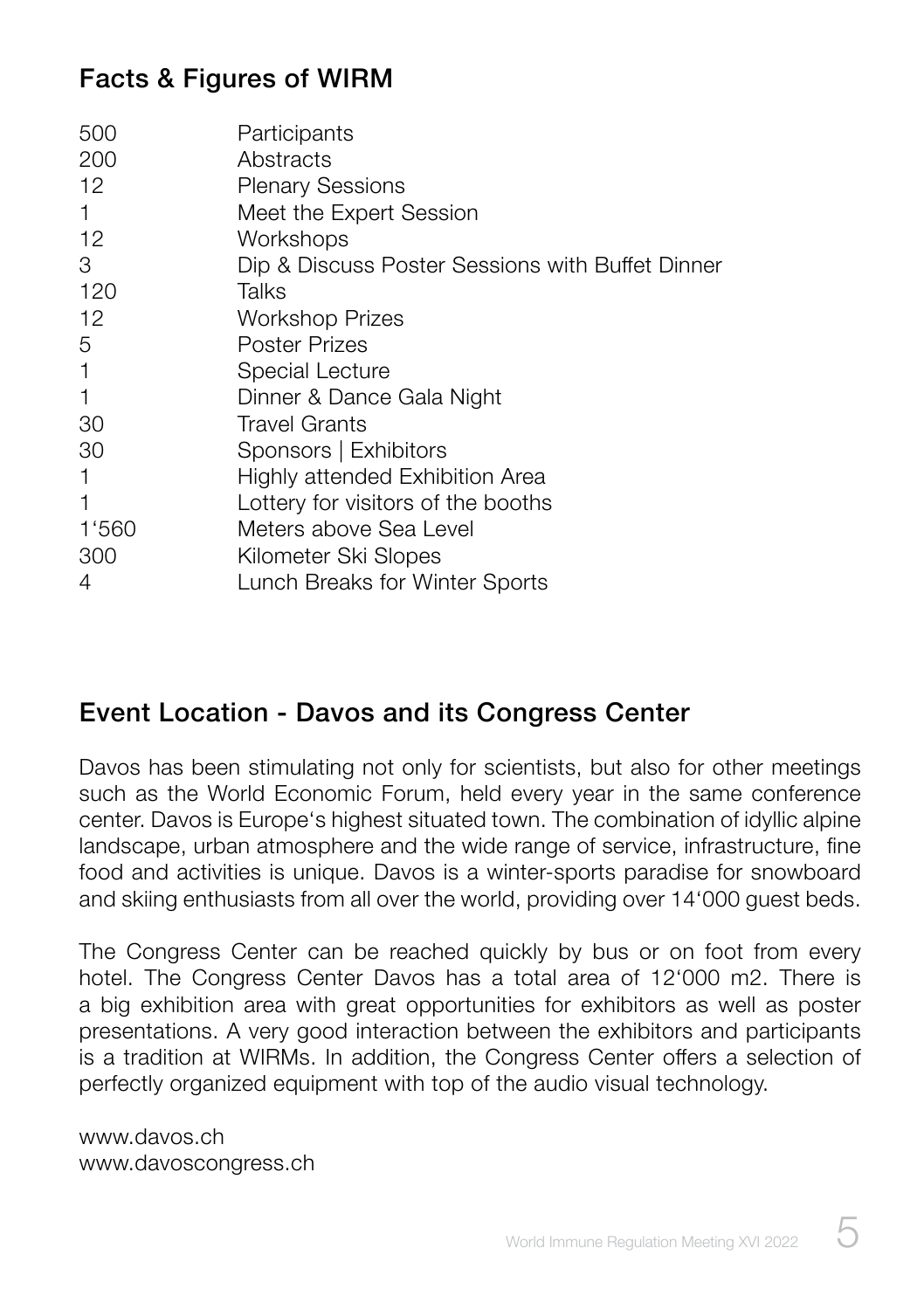## Facts & Figures of WIRM

| | |
|---|---|
| 500 | Participants |
| 200 | Abstracts |
| 12 | Plenary Sessions |
| 1 | Meet the Expert Session |
| 12 | Workshops |
| 3 | Dip & Discuss Poster Sessions with Buffet Dinner |
| 120 | Talks |
| 12 | Workshop Prizes |
| 5 | Poster Prizes |
| 1 | Special Lecture |
| 1 | Dinner & Dance Gala Night |
| 30 | Travel Grants |
| 30 | Sponsors \| Exhibitors |
| 1 | Highly attended Exhibition Area |
| 1 | Lottery for visitors of the booths |
| 1‘560 | Meters above Sea Level |
| 300 | Kilometer Ski Slopes |
| 4 | Lunch Breaks for Winter Sports |

## Event Location - Davos and its Congress Center

Davos has been stimulating not only for scientists, but also for other meetings such as the World Economic Forum, held every year in the same conference center. Davos is Europe‘s highest situated town. The combination of idyllic alpine landscape, urban atmosphere and the wide range of service, infrastructure, fine food and activities is unique. Davos is a winter-sports paradise for snowboard and skiing enthusiasts from all over the world, providing over 14‘000 guest beds.

The Congress Center can be reached quickly by bus or on foot from every hotel. The Congress Center Davos has a total area of 12‘000 m2. There is a big exhibition area with great opportunities for exhibitors as well as poster presentations. A very good interaction between the exhibitors and participants is a tradition at WIRMs. In addition, the Congress Center offers a selection of perfectly organized equipment with top of the audio visual technology.

www.davos.ch
www.davoscongress.ch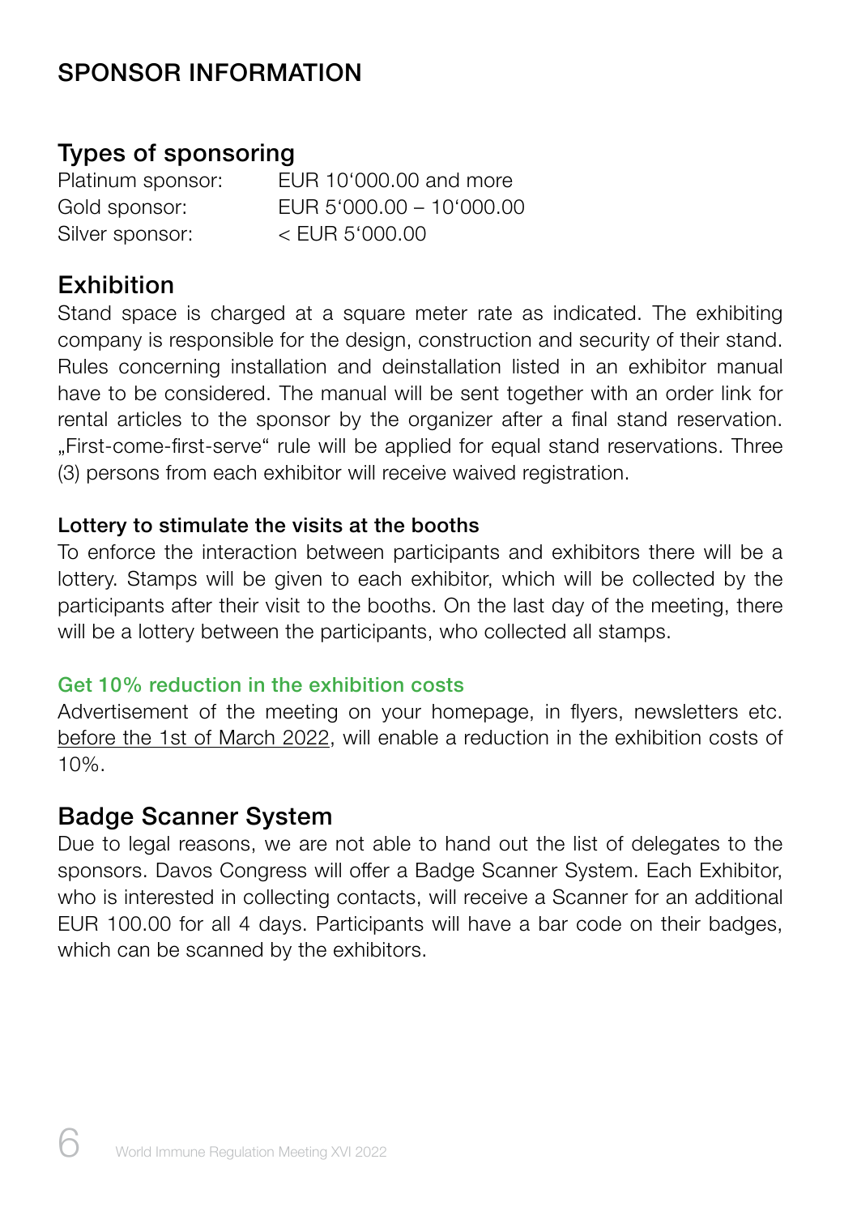# SPONSOR INFORMATION

## Types of sponsoring

| | |
|---|---|
| Platinum sponsor: | EUR 10‘000.00 and more |
| Gold sponsor: | EUR 5‘000.00 – 10‘000.00 |
| Silver sponsor: | < EUR 5‘000.00 |

## Exhibition

Stand space is charged at a square meter rate as indicated. The exhibiting company is responsible for the design, construction and security of their stand. Rules concerning installation and deinstallation listed in an exhibitor manual have to be considered. The manual will be sent together with an order link for rental articles to the sponsor by the organizer after a final stand reservation. „First-come-first-serve“ rule will be applied for equal stand reservations. Three (3) persons from each exhibitor will receive waived registration.

### Lottery to stimulate the visits at the booths

To enforce the interaction between participants and exhibitors there will be a lottery. Stamps will be given to each exhibitor, which will be collected by the participants after their visit to the booths. On the last day of the meeting, there will be a lottery between the participants, who collected all stamps.

### Get 10% reduction in the exhibition costs

Advertisement of the meeting on your homepage, in flyers, newsletters etc. before the 1st of March 2022, will enable a reduction in the exhibition costs of 10%.

## Badge Scanner System

Due to legal reasons, we are not able to hand out the list of delegates to the sponsors. Davos Congress will offer a Badge Scanner System. Each Exhibitor, who is interested in collecting contacts, will receive a Scanner for an additional EUR 100.00 for all 4 days. Participants will have a bar code on their badges, which can be scanned by the exhibitors.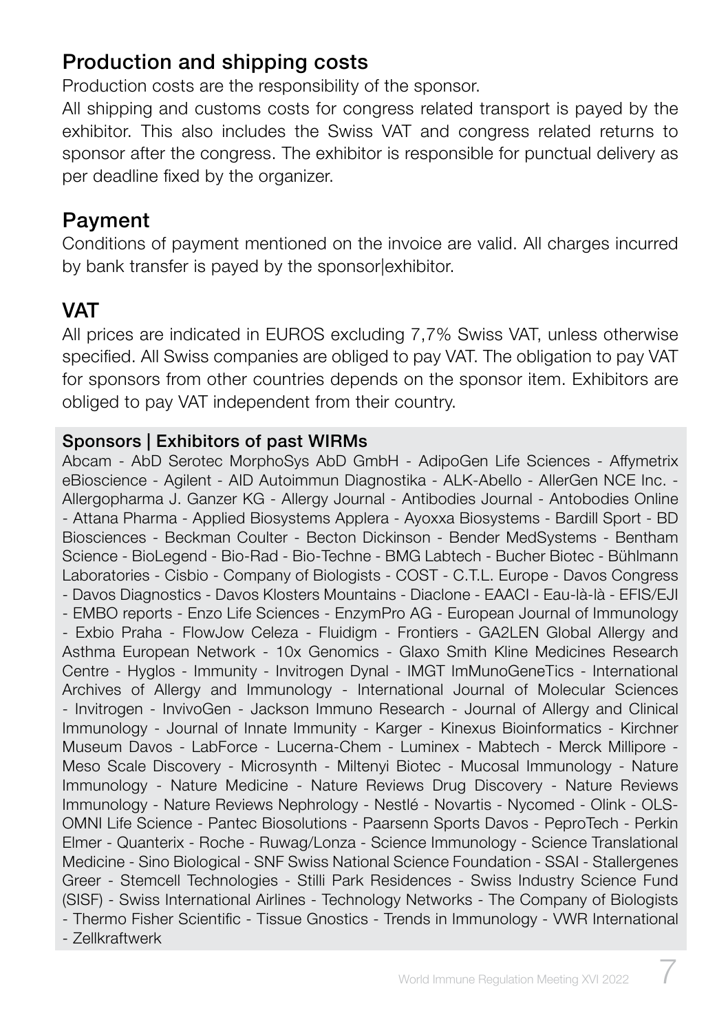## Production and shipping costs

Production costs are the responsibility of the sponsor.

All shipping and customs costs for congress related transport is payed by the exhibitor. This also includes the Swiss VAT and congress related returns to sponsor after the congress. The exhibitor is responsible for punctual delivery as per deadline fixed by the organizer.

## Payment

Conditions of payment mentioned on the invoice are valid. All charges incurred by bank transfer is payed by the sponsor|exhibitor.

## VAT

All prices are indicated in EUROS excluding 7,7% Swiss VAT, unless otherwise specified. All Swiss companies are obliged to pay VAT. The obligation to pay VAT for sponsors from other countries depends on the sponsor item. Exhibitors are obliged to pay VAT independent from their country.

**Sponsors | Exhibitors of past WIRMs**

Abcam - AbD Serotec MorphoSys AbD GmbH - AdipoGen Life Sciences - Affymetrix eBioscience - Agilent - AID Autoimmun Diagnostika - ALK-Abello - AllerGen NCE Inc. - Allergopharma J. Ganzer KG - Allergy Journal - Antibodies Journal - Antobodies Online - Attana Pharma - Applied Biosystems Applera - Ayoxxa Biosystems - Bardill Sport - BD Biosciences - Beckman Coulter - Becton Dickinson - Bender MedSystems - Bentham Science - BioLegend - Bio-Rad - Bio-Techne - BMG Labtech - Bucher Biotec - Bühlmann Laboratories - Cisbio - Company of Biologists - COST - C.T.L. Europe - Davos Congress - Davos Diagnostics - Davos Klosters Mountains - Diaclone - EAACI - Eau-là-là - EFIS/EJI - EMBO reports - Enzo Life Sciences - EnzymPro AG - European Journal of Immunology - Exbio Praha - FlowJow Celeza - Fluidigm - Frontiers - GA2LEN Global Allergy and Asthma European Network - 10x Genomics - Glaxo Smith Kline Medicines Research Centre - Hyglos - Immunity - Invitrogen Dynal - IMGT ImMunoGeneTics - International Archives of Allergy and Immunology - International Journal of Molecular Sciences - Invitrogen - InvivoGen - Jackson Immuno Research - Journal of Allergy and Clinical Immunology - Journal of Innate Immunity - Karger - Kinexus Bioinformatics - Kirchner Museum Davos - LabForce - Lucerna-Chem - Luminex - Mabtech - Merck Millipore - Meso Scale Discovery - Microsynth - Miltenyi Biotec - Mucosal Immunology - Nature Immunology - Nature Medicine - Nature Reviews Drug Discovery - Nature Reviews Immunology - Nature Reviews Nephrology - Nestlé - Novartis - Nycomed - Olink - OLS-OMNI Life Science - Pantec Biosolutions - Paarsenn Sports Davos - PeproTech - Perkin Elmer - Quanterix - Roche - Ruwag/Lonza - Science Immunology - Science Translational Medicine - Sino Biological - SNF Swiss National Science Foundation - SSAI - Stallergenes Greer - Stemcell Technologies - Stilli Park Residences - Swiss Industry Science Fund (SISF) - Swiss International Airlines - Technology Networks - The Company of Biologists - Thermo Fisher Scientific - Tissue Gnostics - Trends in Immunology - VWR International - Zellkraftwerk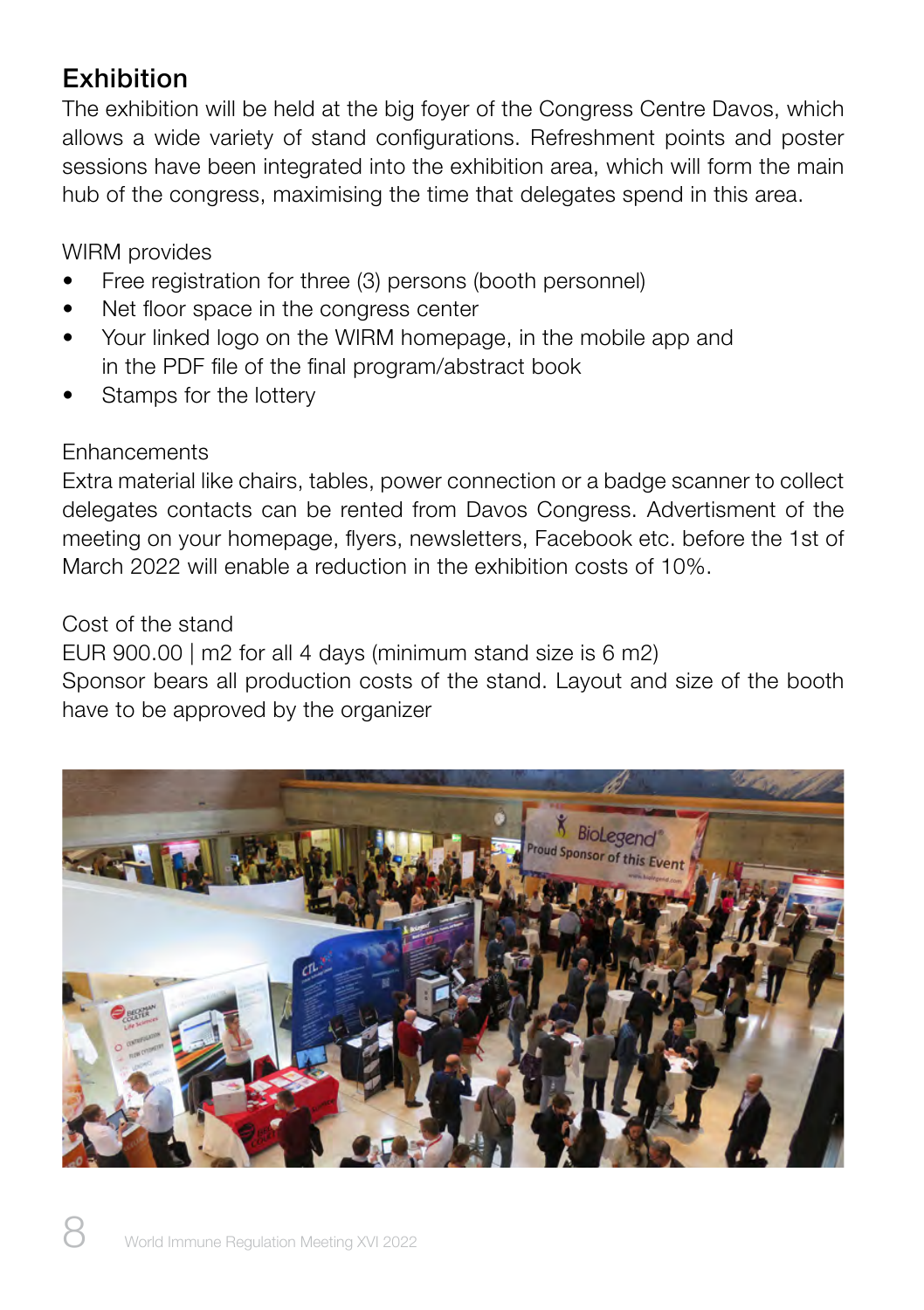## Exhibition

The exhibition will be held at the big foyer of the Congress Centre Davos, which allows a wide variety of stand configurations. Refreshment points and poster sessions have been integrated into the exhibition area, which will form the main hub of the congress, maximising the time that delegates spend in this area.

WIRM provides

- Free registration for three (3) persons (booth personnel)
- Net floor space in the congress center
- Your linked logo on the WIRM homepage, in the mobile app and in the PDF file of the final program/abstract book
- Stamps for the lottery

Enhancements

Extra material like chairs, tables, power connection or a badge scanner to collect delegates contacts can be rented from Davos Congress. Advertisment of the meeting on your homepage, flyers, newsletters, Facebook etc. before the 1st of March 2022 will enable a reduction in the exhibition costs of 10%.

Cost of the stand

EUR 900.00 | m2 for all 4 days (minimum stand size is 6 m2)

Sponsor bears all production costs of the stand. Layout and size of the booth have to be approved by the organizer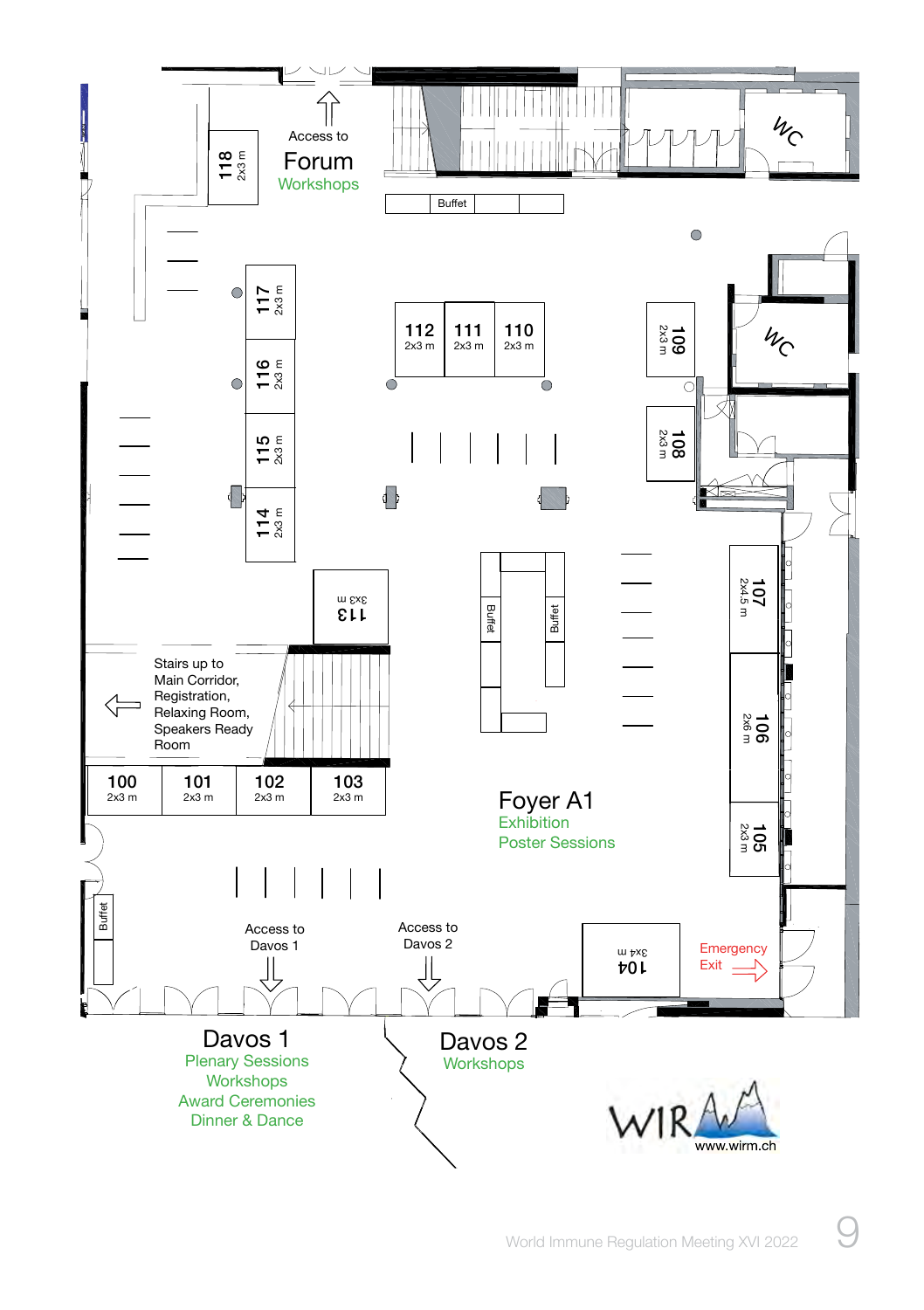Access to
**Forum**
Workshops

118
2x3 m

Buffet

117
2x3 m

116
2x3 m

115
2x3 m

114
2x3 m

112
2x3 m

111
2x3 m

110
2x3 m

109
2x3 m

108
2x3 m

WC

WC

113
3x3 m

Buffet

Buffet

107
2x4.5 m

106
2x6 m

105
2x3 m

Stairs up to
Main Corridor,
Registration,
Relaxing Room,
Speakers Ready
Room

100
2x3 m

101
2x3 m

102
2x3 m

103
2x3 m

**Foyer A1**
Exhibition
Poster Sessions

Buffet

Access to
Davos 1

Access to
Davos 2

104
3x4 m

Emergency
Exit

**Davos 1**
Plenary Sessions
Workshops
Award Ceremonies
Dinner & Dance

**Davos 2**
Workshops

WIRM
www.wirm.ch

World Immune Regulation Meeting XVI 2022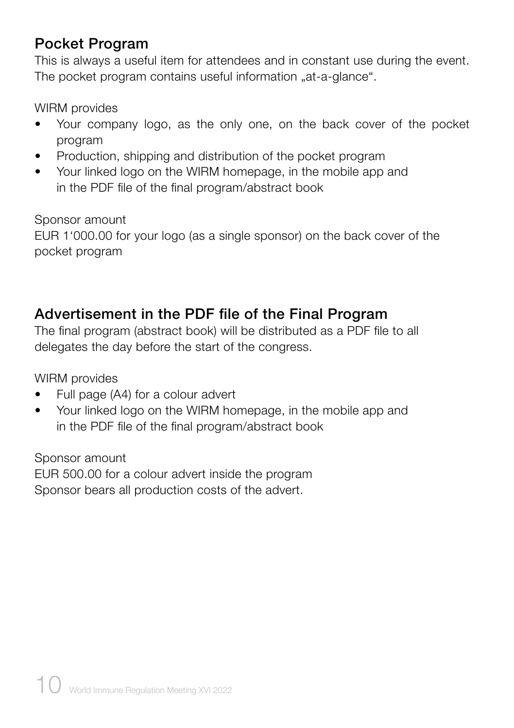## Pocket Program

This is always a useful item for attendees and in constant use during the event. The pocket program contains useful information „at-a-glance".

WIRM provides

- Your company logo, as the only one, on the back cover of the pocket program
- Production, shipping and distribution of the pocket program
- Your linked logo on the WIRM homepage, in the mobile app and in the PDF file of the final program/abstract book

Sponsor amount
EUR 1'000.00 for your logo (as a single sponsor) on the back cover of the pocket program

## Advertisement in the PDF file of the Final Program

The final program (abstract book) will be distributed as a PDF file to all delegates the day before the start of the congress.

WIRM provides

- Full page (A4) for a colour advert
- Your linked logo on the WIRM homepage, in the mobile app and in the PDF file of the final program/abstract book

Sponsor amount
EUR 500.00 for a colour advert inside the program
Sponsor bears all production costs of the advert.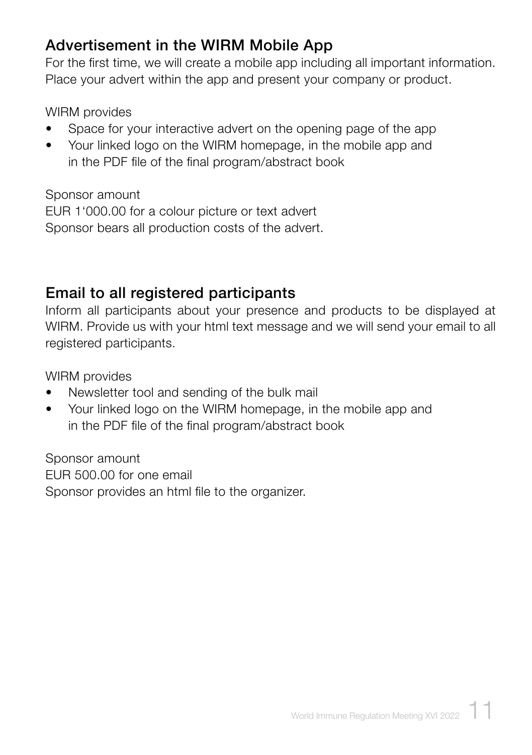## Advertisement in the WIRM Mobile App

For the first time, we will create a mobile app including all important information. Place your advert within the app and present your company or product.

WIRM provides

- Space for your interactive advert on the opening page of the app
- Your linked logo on the WIRM homepage, in the mobile app and in the PDF file of the final program/abstract book

Sponsor amount
EUR 1‘000.00 for a colour picture or text advert
Sponsor bears all production costs of the advert.

## Email to all registered participants

Inform all participants about your presence and products to be displayed at WIRM. Provide us with your html text message and we will send your email to all registered participants.

WIRM provides

- Newsletter tool and sending of the bulk mail
- Your linked logo on the WIRM homepage, in the mobile app and in the PDF file of the final program/abstract book

Sponsor amount
EUR 500.00 for one email
Sponsor provides an html file to the organizer.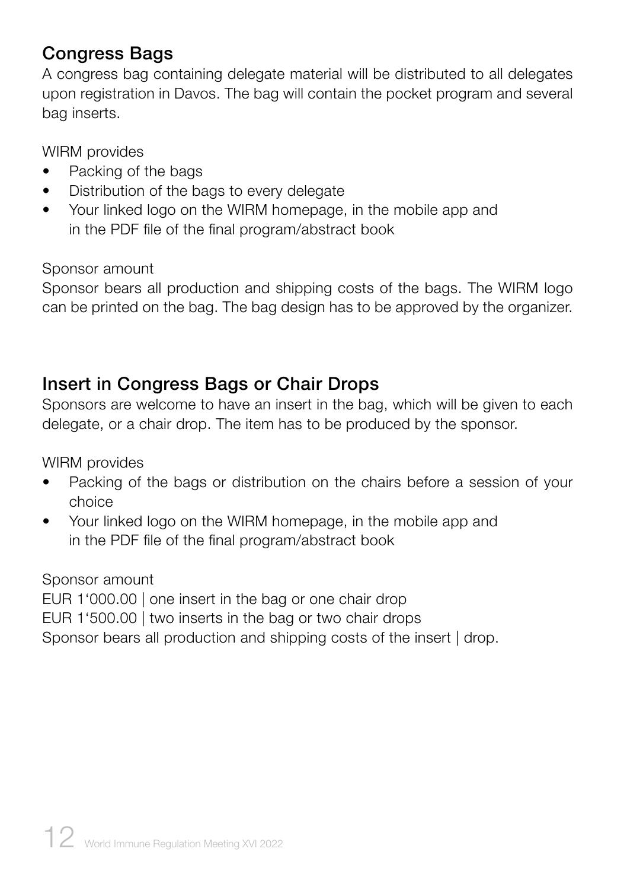## Congress Bags

A congress bag containing delegate material will be distributed to all delegates upon registration in Davos. The bag will contain the pocket program and several bag inserts.

WIRM provides

- Packing of the bags
- Distribution of the bags to every delegate
- Your linked logo on the WIRM homepage, in the mobile app and in the PDF file of the final program/abstract book

Sponsor amount

Sponsor bears all production and shipping costs of the bags. The WIRM logo can be printed on the bag. The bag design has to be approved by the organizer.

## Insert in Congress Bags or Chair Drops

Sponsors are welcome to have an insert in the bag, which will be given to each delegate, or a chair drop. The item has to be produced by the sponsor.

WIRM provides

- Packing of the bags or distribution on the chairs before a session of your choice
- Your linked logo on the WIRM homepage, in the mobile app and in the PDF file of the final program/abstract book

Sponsor amount

EUR 1‘000.00 | one insert in the bag or one chair drop
EUR 1‘500.00 | two inserts in the bag or two chair drops
Sponsor bears all production and shipping costs of the insert | drop.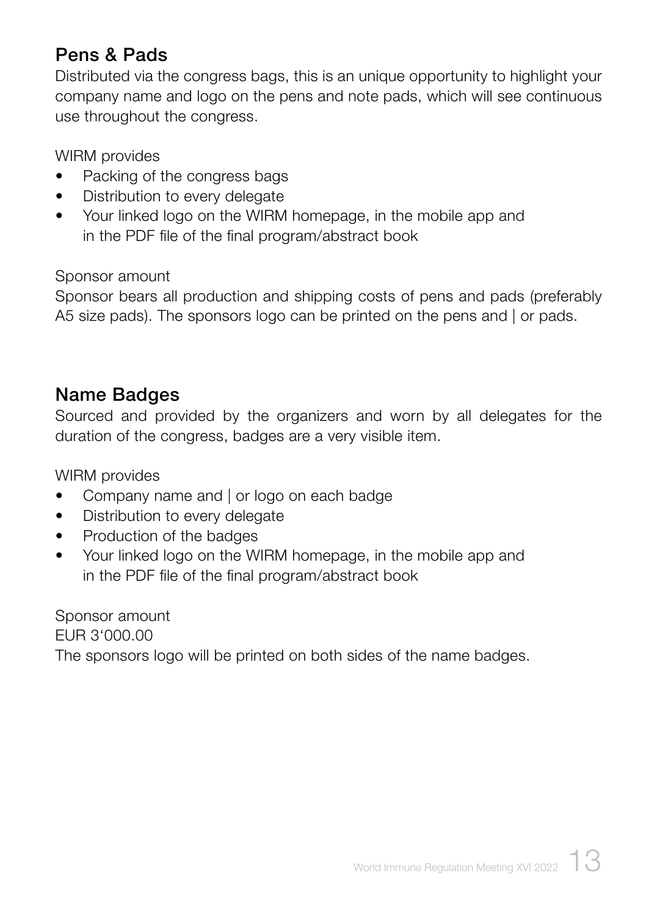## Pens & Pads

Distributed via the congress bags, this is an unique opportunity to highlight your company name and logo on the pens and note pads, which will see continuous use throughout the congress.

WIRM provides

- Packing of the congress bags
- Distribution to every delegate
- Your linked logo on the WIRM homepage, in the mobile app and in the PDF file of the final program/abstract book

Sponsor amount

Sponsor bears all production and shipping costs of pens and pads (preferably A5 size pads). The sponsors logo can be printed on the pens and | or pads.

## Name Badges

Sourced and provided by the organizers and worn by all delegates for the duration of the congress, badges are a very visible item.

WIRM provides

- Company name and | or logo on each badge
- Distribution to every delegate
- Production of the badges
- Your linked logo on the WIRM homepage, in the mobile app and in the PDF file of the final program/abstract book

Sponsor amount

EUR 3'000.00

The sponsors logo will be printed on both sides of the name badges.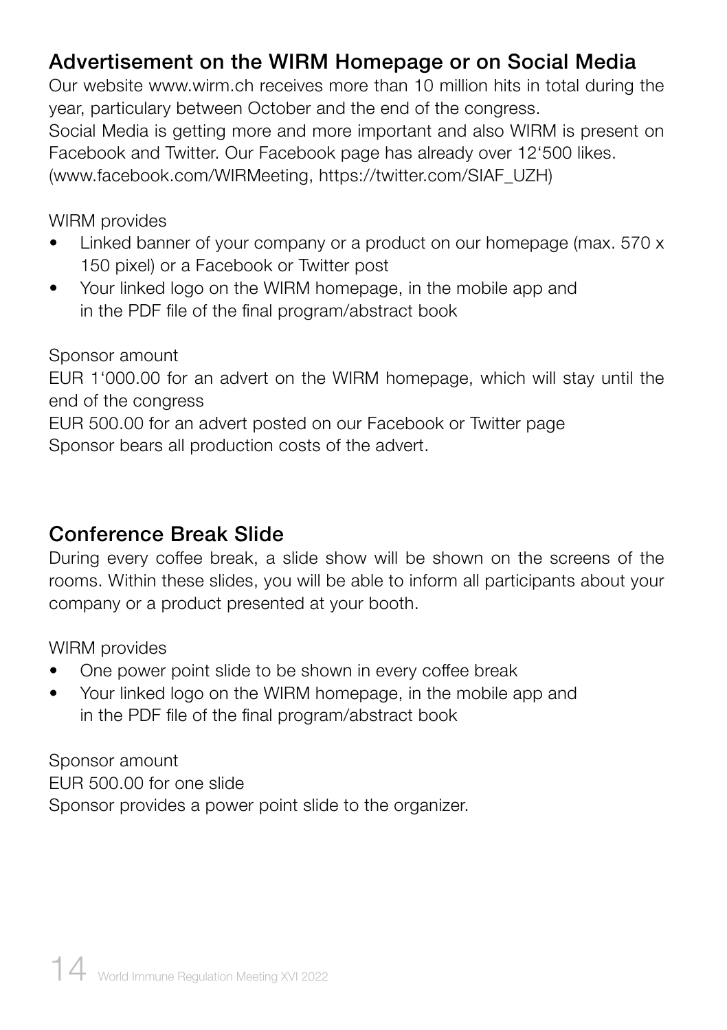## Advertisement on the WIRM Homepage or on Social Media

Our website www.wirm.ch receives more than 10 million hits in total during the year, particulary between October and the end of the congress.
Social Media is getting more and more important and also WIRM is present on Facebook and Twitter. Our Facebook page has already over 12‘500 likes.
(www.facebook.com/WIRMeeting, https://twitter.com/SIAF_UZH)

WIRM provides

- Linked banner of your company or a product on our homepage (max. 570 x 150 pixel) or a Facebook or Twitter post
- Your linked logo on the WIRM homepage, in the mobile app and in the PDF file of the final program/abstract book

Sponsor amount
EUR 1‘000.00 for an advert on the WIRM homepage, which will stay until the end of the congress
EUR 500.00 for an advert posted on our Facebook or Twitter page
Sponsor bears all production costs of the advert.

## Conference Break Slide

During every coffee break, a slide show will be shown on the screens of the rooms. Within these slides, you will be able to inform all participants about your company or a product presented at your booth.

WIRM provides

- One power point slide to be shown in every coffee break
- Your linked logo on the WIRM homepage, in the mobile app and in the PDF file of the final program/abstract book

Sponsor amount
EUR 500.00 for one slide
Sponsor provides a power point slide to the organizer.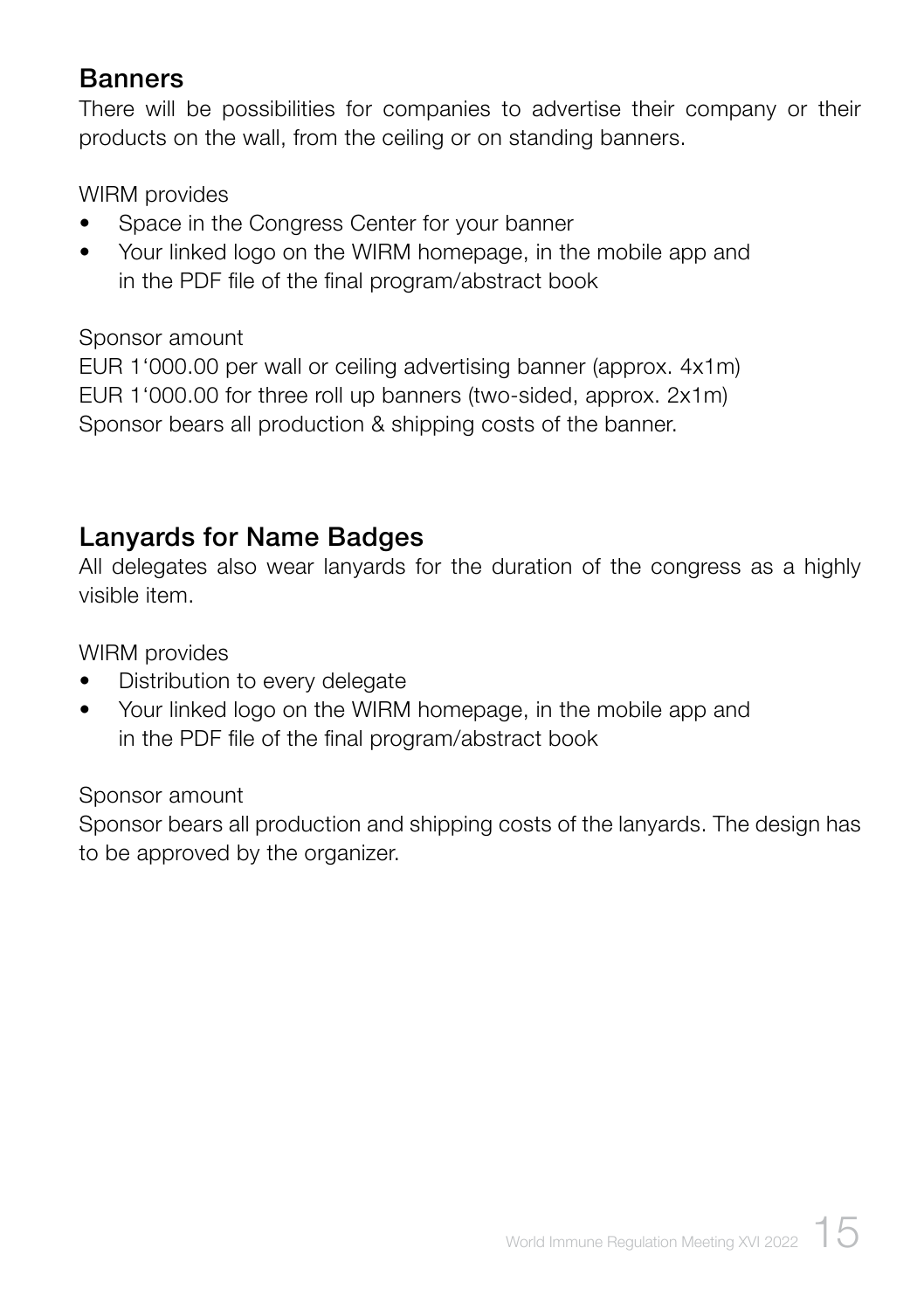## Banners

There will be possibilities for companies to advertise their company or their products on the wall, from the ceiling or on standing banners.

WIRM provides

- Space in the Congress Center for your banner
- Your linked logo on the WIRM homepage, in the mobile app and in the PDF file of the final program/abstract book

Sponsor amount
EUR 1‘000.00 per wall or ceiling advertising banner (approx. 4x1m)
EUR 1‘000.00 for three roll up banners (two-sided, approx. 2x1m)
Sponsor bears all production & shipping costs of the banner.

## Lanyards for Name Badges

All delegates also wear lanyards for the duration of the congress as a highly visible item.

WIRM provides

- Distribution to every delegate
- Your linked logo on the WIRM homepage, in the mobile app and in the PDF file of the final program/abstract book

Sponsor amount
Sponsor bears all production and shipping costs of the lanyards. The design has to be approved by the organizer.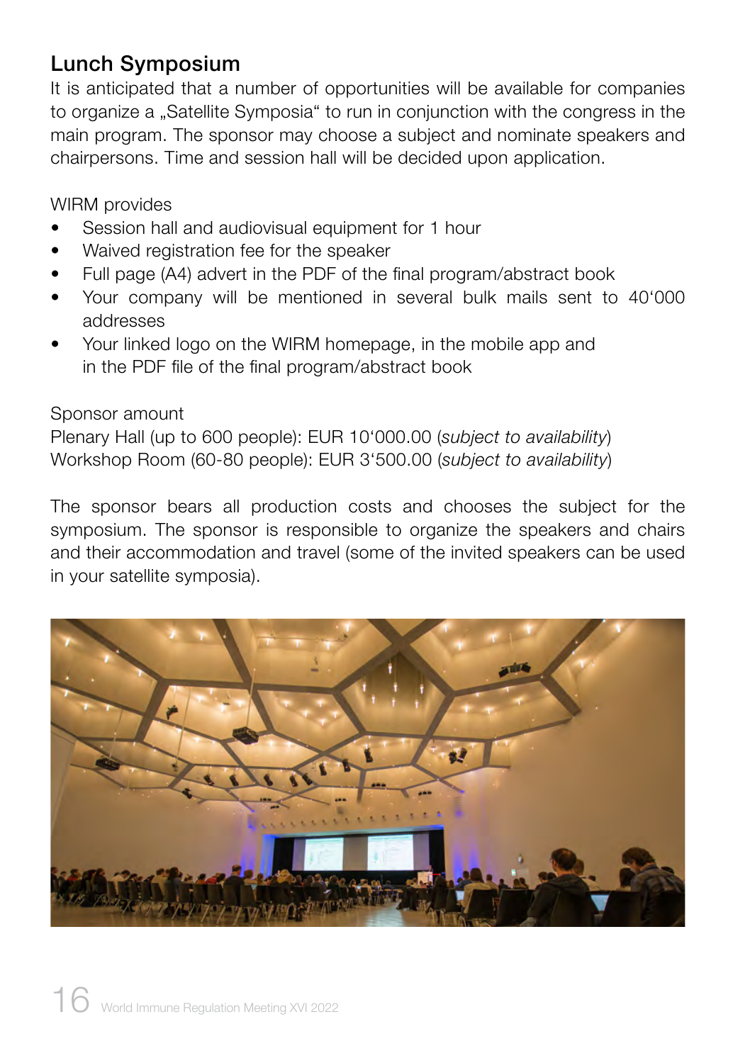## Lunch Symposium

It is anticipated that a number of opportunities will be available for companies to organize a „Satellite Symposia“ to run in conjunction with the congress in the main program. The sponsor may choose a subject and nominate speakers and chairpersons. Time and session hall will be decided upon application.

WIRM provides

- Session hall and audiovisual equipment for 1 hour
- Waived registration fee for the speaker
- Full page (A4) advert in the PDF of the final program/abstract book
- Your company will be mentioned in several bulk mails sent to 40‘000 addresses
- Your linked logo on the WIRM homepage, in the mobile app and in the PDF file of the final program/abstract book

Sponsor amount
Plenary Hall (up to 600 people): EUR 10‘000.00 (*subject to availability*)
Workshop Room (60-80 people): EUR 3‘500.00 (*subject to availability*)

The sponsor bears all production costs and chooses the subject for the symposium. The sponsor is responsible to organize the speakers and chairs and their accommodation and travel (some of the invited speakers can be used in your satellite symposia).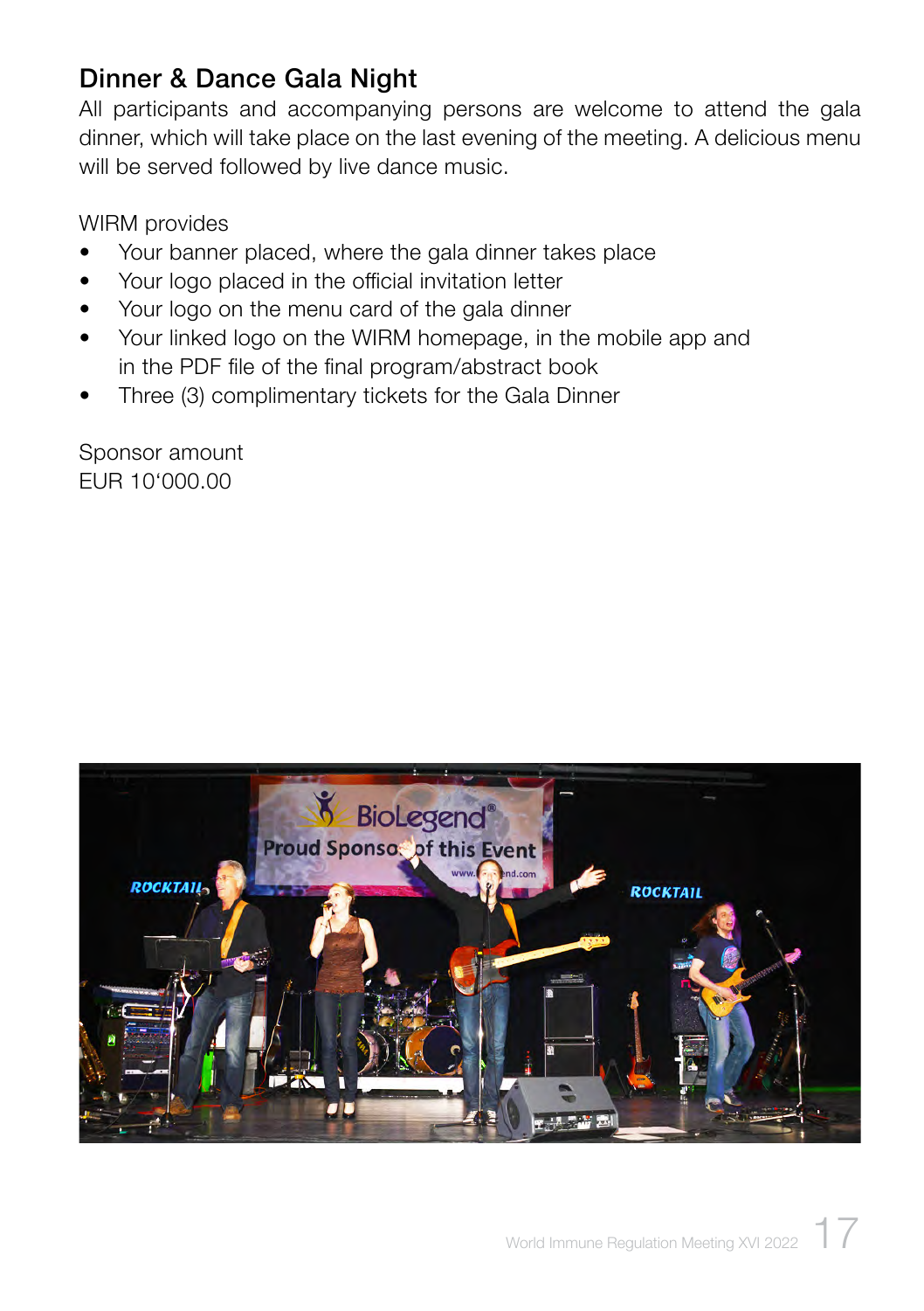## Dinner & Dance Gala Night

All participants and accompanying persons are welcome to attend the gala dinner, which will take place on the last evening of the meeting. A delicious menu will be served followed by live dance music.

WIRM provides

- Your banner placed, where the gala dinner takes place
- Your logo placed in the official invitation letter
- Your logo on the menu card of the gala dinner
- Your linked logo on the WIRM homepage, in the mobile app and in the PDF file of the final program/abstract book
- Three (3) complimentary tickets for the Gala Dinner

Sponsor amount
EUR 10‘000.00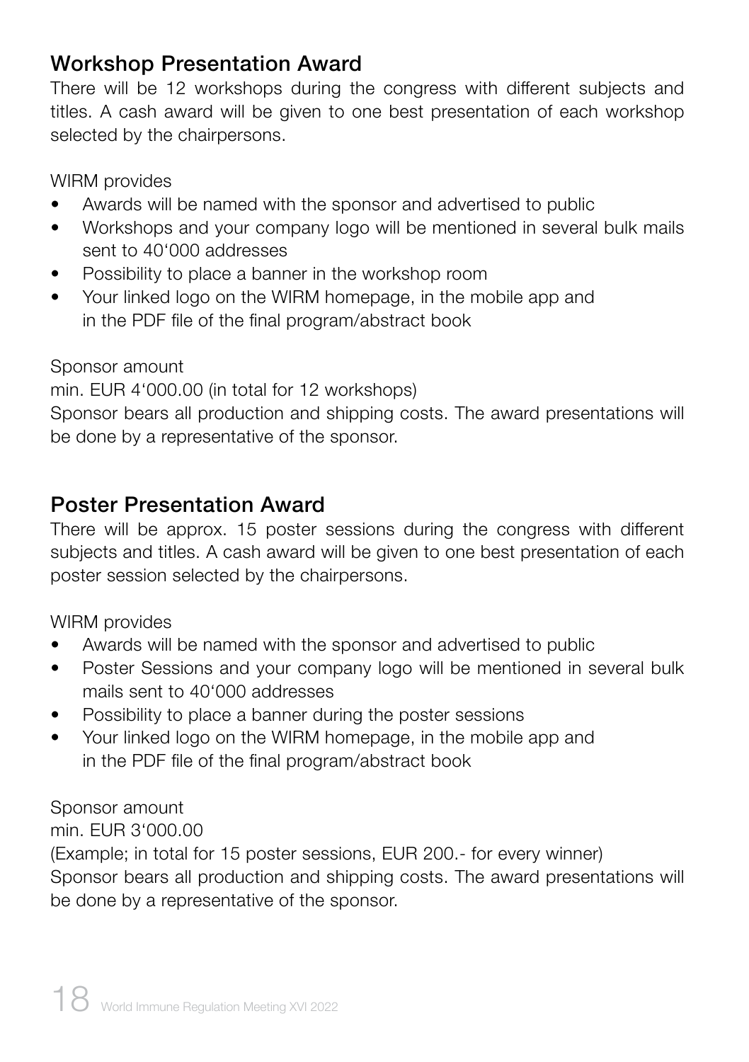## Workshop Presentation Award

There will be 12 workshops during the congress with different subjects and titles. A cash award will be given to one best presentation of each workshop selected by the chairpersons.

WIRM provides

- Awards will be named with the sponsor and advertised to public
- Workshops and your company logo will be mentioned in several bulk mails sent to 40'000 addresses
- Possibility to place a banner in the workshop room
- Your linked logo on the WIRM homepage, in the mobile app and in the PDF file of the final program/abstract book

Sponsor amount
min. EUR 4'000.00 (in total for 12 workshops)
Sponsor bears all production and shipping costs. The award presentations will be done by a representative of the sponsor.

## Poster Presentation Award

There will be approx. 15 poster sessions during the congress with different subjects and titles. A cash award will be given to one best presentation of each poster session selected by the chairpersons.

WIRM provides

- Awards will be named with the sponsor and advertised to public
- Poster Sessions and your company logo will be mentioned in several bulk mails sent to 40'000 addresses
- Possibility to place a banner during the poster sessions
- Your linked logo on the WIRM homepage, in the mobile app and in the PDF file of the final program/abstract book

Sponsor amount
min. EUR 3'000.00
(Example; in total for 15 poster sessions, EUR 200.- for every winner)
Sponsor bears all production and shipping costs. The award presentations will be done by a representative of the sponsor.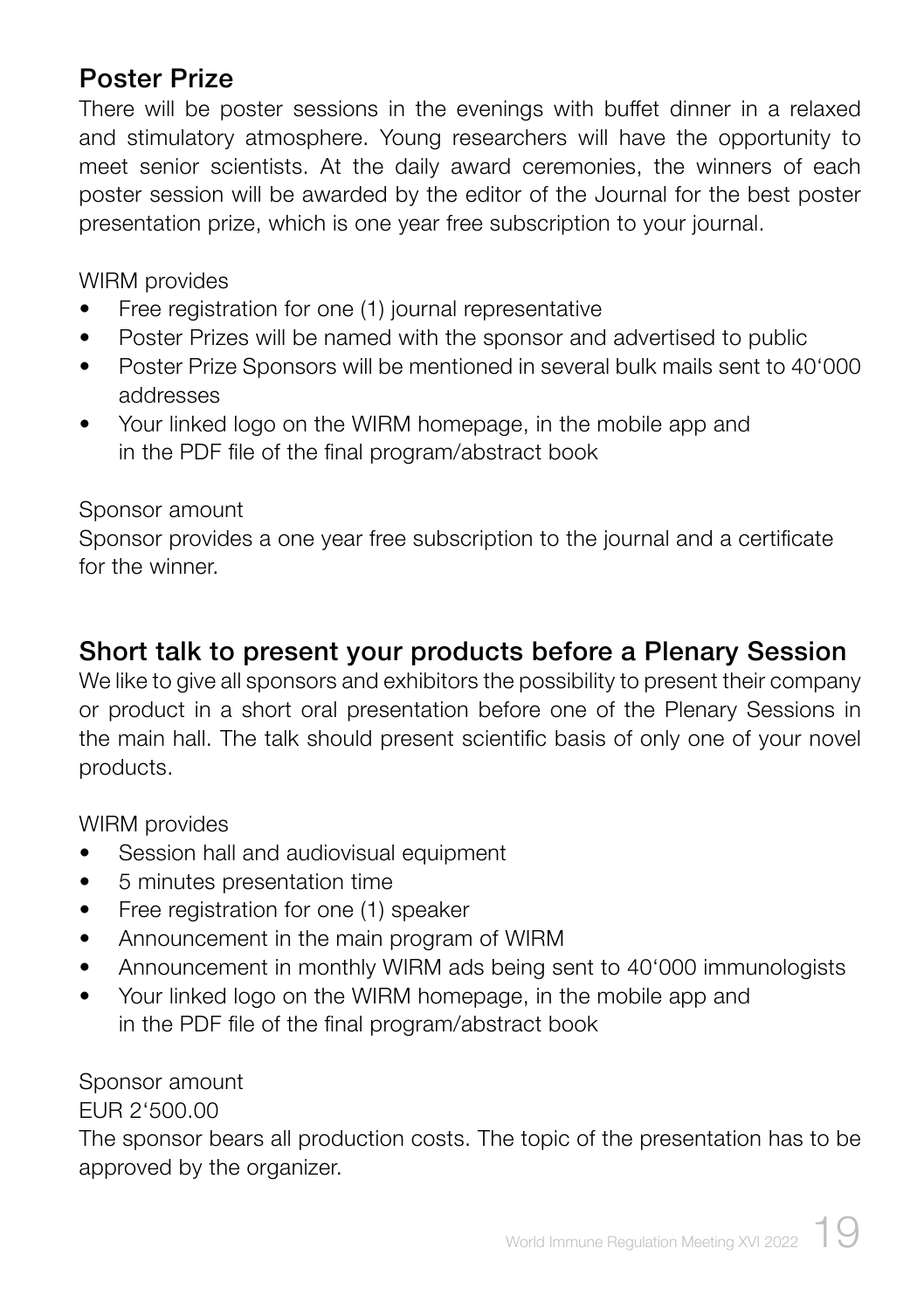## Poster Prize

There will be poster sessions in the evenings with buffet dinner in a relaxed and stimulatory atmosphere. Young researchers will have the opportunity to meet senior scientists. At the daily award ceremonies, the winners of each poster session will be awarded by the editor of the Journal for the best poster presentation prize, which is one year free subscription to your journal.

WIRM provides

- Free registration for one (1) journal representative
- Poster Prizes will be named with the sponsor and advertised to public
- Poster Prize Sponsors will be mentioned in several bulk mails sent to 40‘000 addresses
- Your linked logo on the WIRM homepage, in the mobile app and in the PDF file of the final program/abstract book

Sponsor amount
Sponsor provides a one year free subscription to the journal and a certificate for the winner.

## Short talk to present your products before a Plenary Session

We like to give all sponsors and exhibitors the possibility to present their company or product in a short oral presentation before one of the Plenary Sessions in the main hall. The talk should present scientific basis of only one of your novel products.

WIRM provides

- Session hall and audiovisual equipment
- 5 minutes presentation time
- Free registration for one (1) speaker
- Announcement in the main program of WIRM
- Announcement in monthly WIRM ads being sent to 40‘000 immunologists
- Your linked logo on the WIRM homepage, in the mobile app and in the PDF file of the final program/abstract book

Sponsor amount
EUR 2‘500.00
The sponsor bears all production costs. The topic of the presentation has to be approved by the organizer.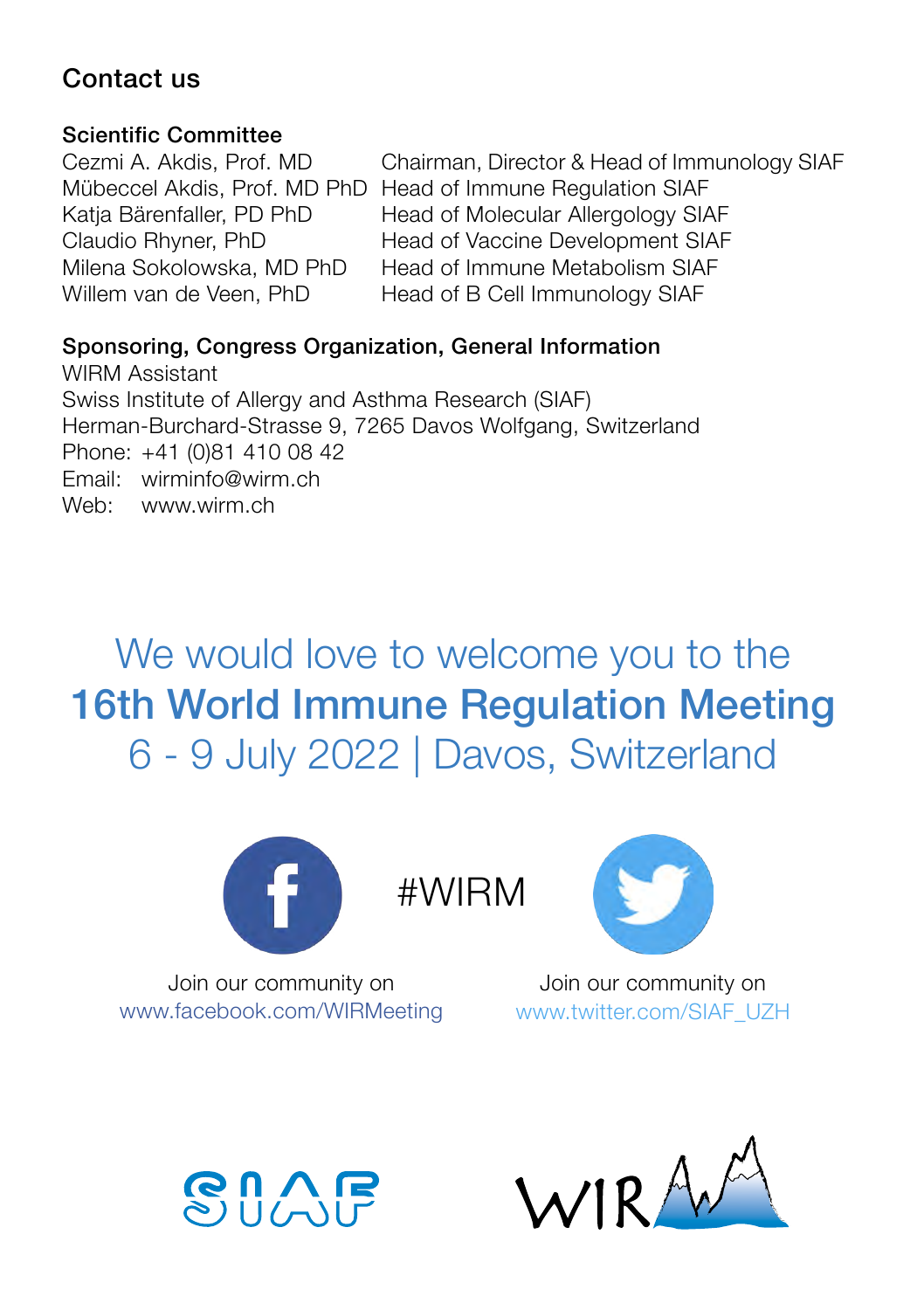## Contact us

### Scientific Committee

| | |
|---|---|
| Cezmi A. Akdis, Prof. MD | Chairman, Director & Head of Immunology SIAF |
| Mübeccel Akdis, Prof. MD PhD | Head of Immune Regulation SIAF |
| Katja Bärenfaller, PD PhD | Head of Molecular Allergology SIAF |
| Claudio Rhyner, PhD | Head of Vaccine Development SIAF |
| Milena Sokolowska, MD PhD | Head of Immune Metabolism SIAF |
| Willem van de Veen, PhD | Head of B Cell Immunology SIAF |

### Sponsoring, Congress Organization, General Information

WIRM Assistant
Swiss Institute of Allergy and Asthma Research (SIAF)
Herman-Burchard-Strasse 9, 7265 Davos Wolfgang, Switzerland
Phone: +41 (0)81 410 08 42
Email: wirminfo@wirm.ch
Web: www.wirm.ch

We would love to welcome you to the
**16th World Immune Regulation Meeting**
6 - 9 July 2022 | Davos, Switzerland

#WIRM

Join our community on
www.facebook.com/WIRMeeting

Join our community on
www.twitter.com/SIAF_UZH

SIAF

WIRM